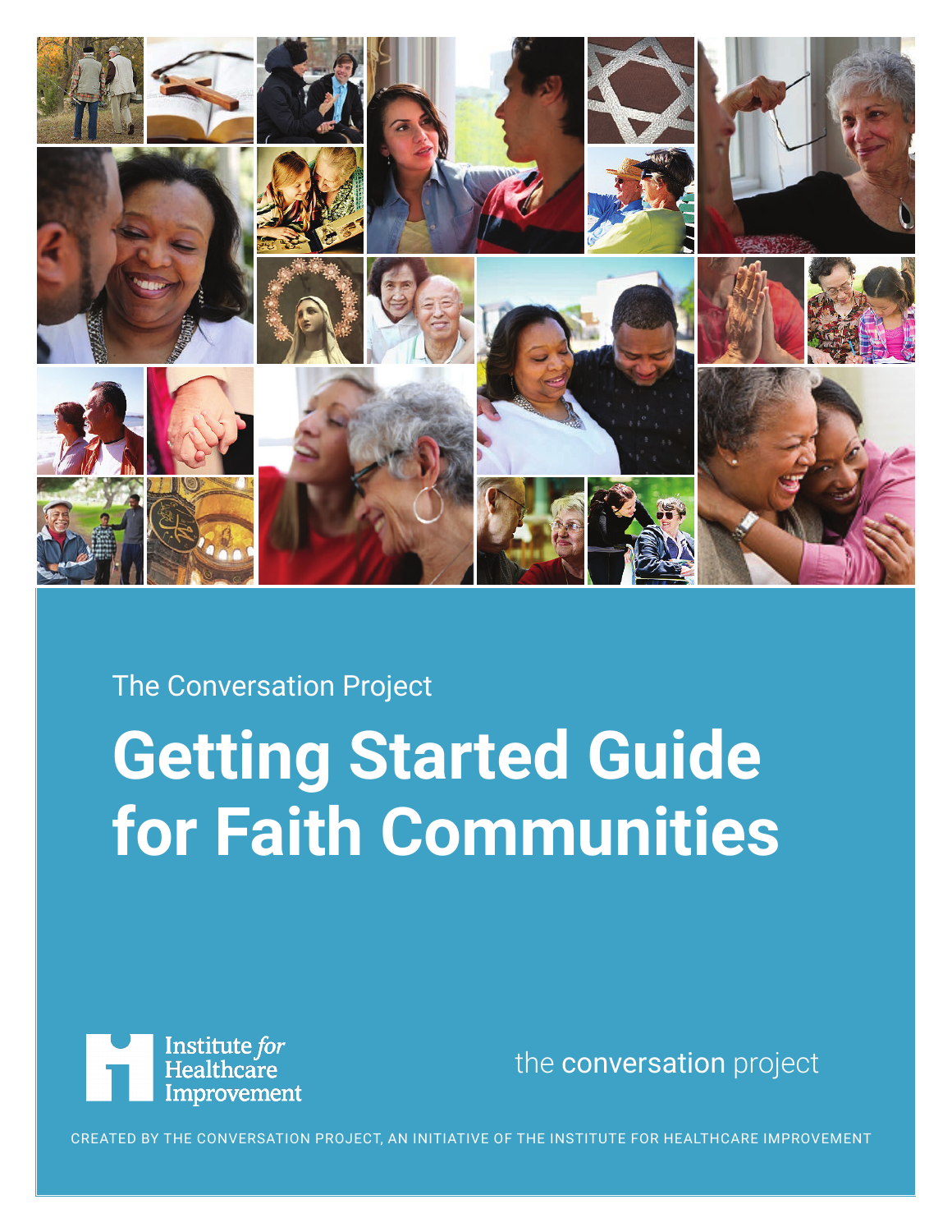The Conversation Project

# Getting Started Guide for Faith Communities

Institute *for* Healthcare Improvement

the **conversation** project

CREATED BY THE CONVERSATION PROJECT, AN INITIATIVE OF THE INSTITUTE FOR HEALTHCARE IMPROVEMENT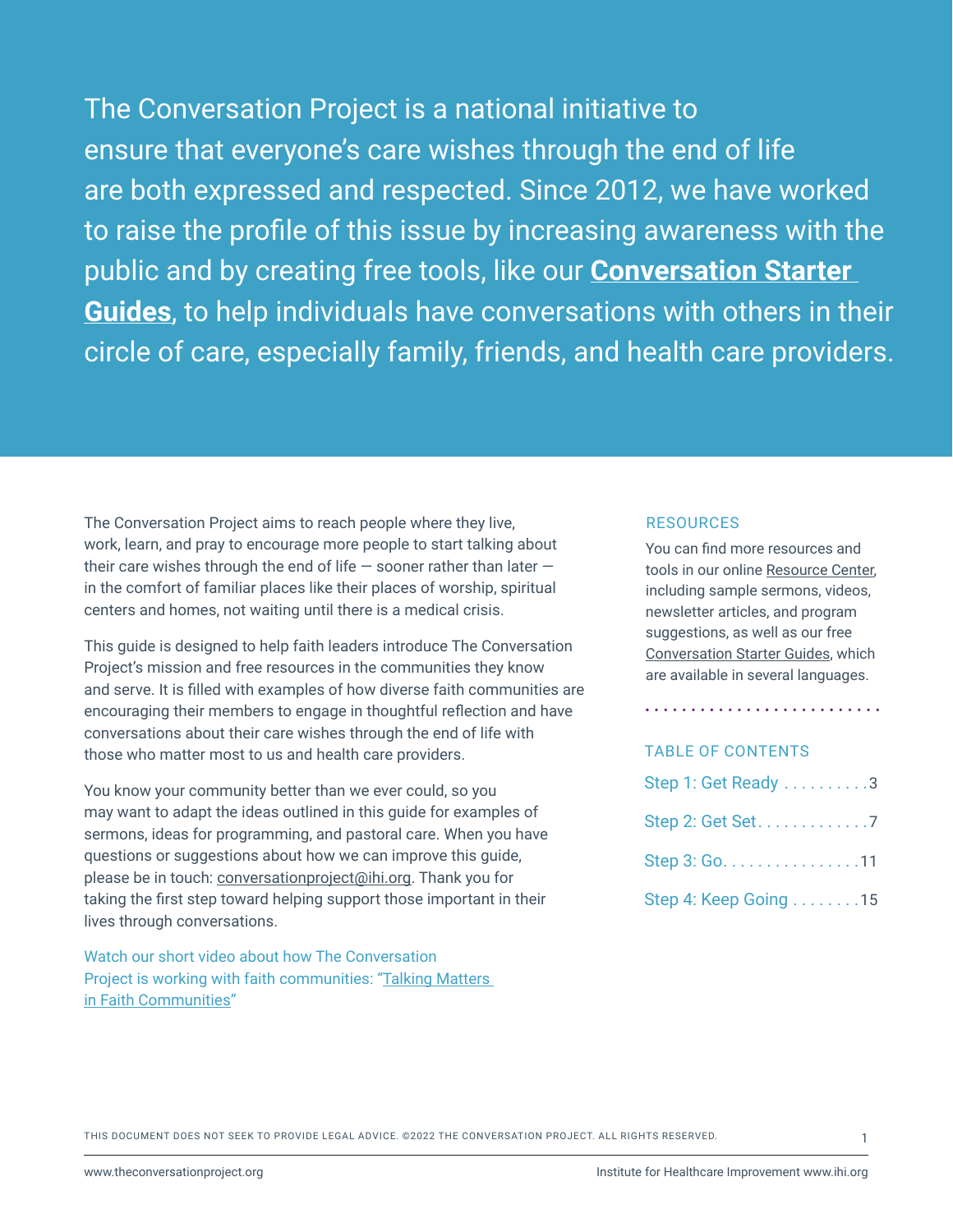The Conversation Project is a national initiative to ensure that everyone's care wishes through the end of life are both expressed and respected. Since 2012, we have worked to raise the profile of this issue by increasing awareness with the public and by creating free tools, like our **Conversation Starter Guides**, to help individuals have conversations with others in their circle of care, especially family, friends, and health care providers.

The Conversation Project aims to reach people where they live, work, learn, and pray to encourage more people to start talking about their care wishes through the end of life — sooner rather than later — in the comfort of familiar places like their places of worship, spiritual centers and homes, not waiting until there is a medical crisis.

This guide is designed to help faith leaders introduce The Conversation Project's mission and free resources in the communities they know and serve. It is filled with examples of how diverse faith communities are encouraging their members to engage in thoughtful reflection and have conversations about their care wishes through the end of life with those who matter most to us and health care providers.

You know your community better than we ever could, so you may want to adapt the ideas outlined in this guide for examples of sermons, ideas for programming, and pastoral care. When you have questions or suggestions about how we can improve this guide, please be in touch: conversationproject@ihi.org. Thank you for taking the first step toward helping support those important in their lives through conversations.

Watch our short video about how The Conversation Project is working with faith communities: "Talking Matters in Faith Communities"

## RESOURCES

You can find more resources and tools in our online Resource Center, including sample sermons, videos, newsletter articles, and program suggestions, as well as our free Conversation Starter Guides, which are available in several languages.

## TABLE OF CONTENTS

- Step 1: Get Ready . . . . . . . . . . 3
- Step 2: Get Set. . . . . . . . . . . . . 7
- Step 3: Go. . . . . . . . . . . . . . . . 11
- Step 4: Keep Going . . . . . . . . 15

THIS DOCUMENT DOES NOT SEEK TO PROVIDE LEGAL ADVICE. ©2022 THE CONVERSATION PROJECT. ALL RIGHTS RESERVED.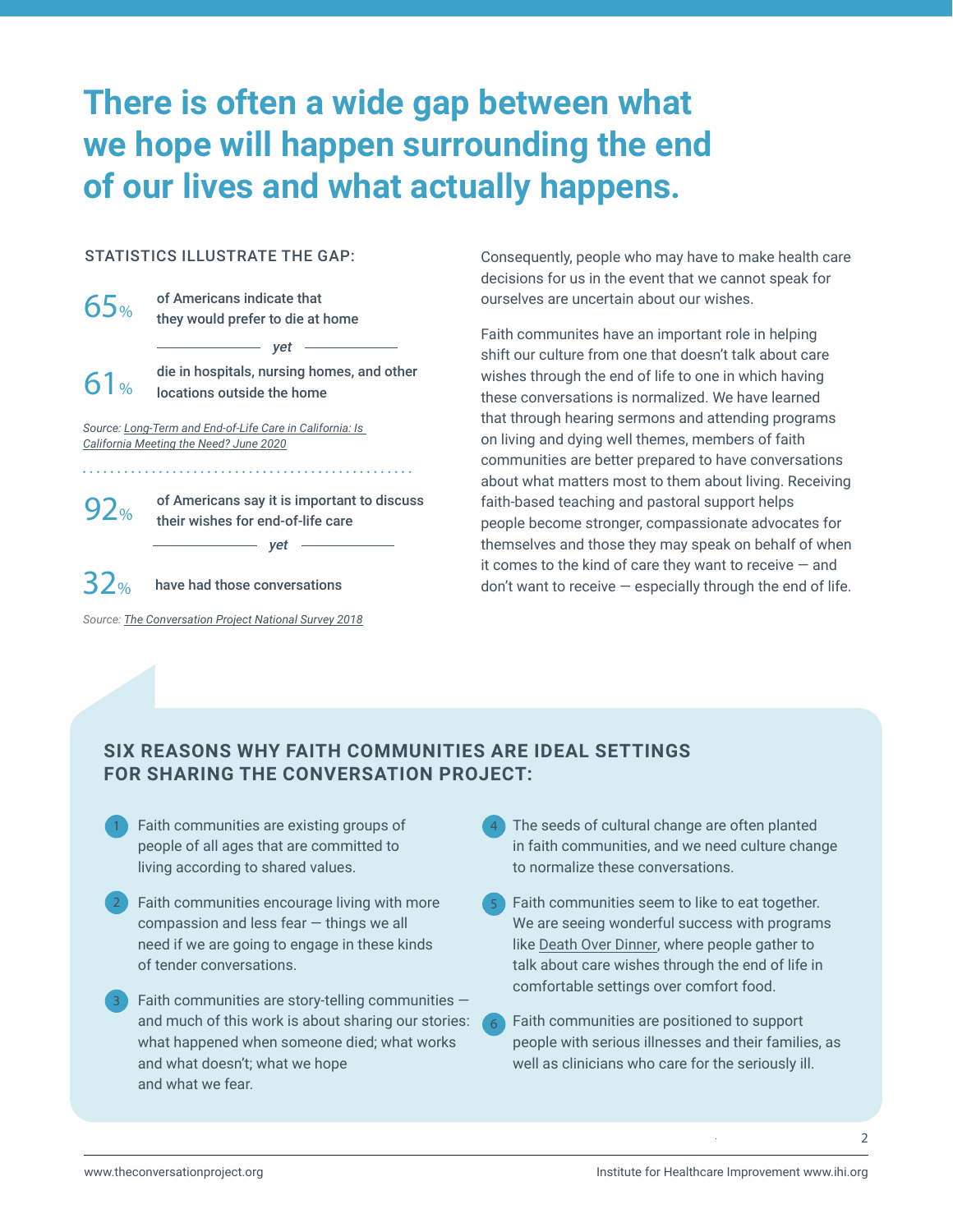# There is often a wide gap between what we hope will happen surrounding the end of our lives and what actually happens.

STATISTICS ILLUSTRATE THE GAP:

**65%** of Americans indicate that they would prefer to die at home

*yet*

**61%** die in hospitals, nursing homes, and other locations outside the home

*Source: Long-Term and End-of-Life Care in California: Is California Meeting the Need? June 2020*

**92%** of Americans say it is important to discuss their wishes for end-of-life care

*yet*

**32%** have had those conversations

*Source: The Conversation Project National Survey 2018*

Consequently, people who may have to make health care decisions for us in the event that we cannot speak for ourselves are uncertain about our wishes.

Faith communites have an important role in helping shift our culture from one that doesn't talk about care wishes through the end of life to one in which having these conversations is normalized. We have learned that through hearing sermons and attending programs on living and dying well themes, members of faith communities are better prepared to have conversations about what matters most to them about living. Receiving faith-based teaching and pastoral support helps people become stronger, compassionate advocates for themselves and those they may speak on behalf of when it comes to the kind of care they want to receive — and don't want to receive — especially through the end of life.

## SIX REASONS WHY FAITH COMMUNITIES ARE IDEAL SETTINGS FOR SHARING THE CONVERSATION PROJECT:

1. Faith communities are existing groups of people of all ages that are committed to living according to shared values.
2. Faith communities encourage living with more compassion and less fear — things we all need if we are going to engage in these kinds of tender conversations.
3. Faith communities are story-telling communities — and much of this work is about sharing our stories: what happened when someone died; what works and what doesn't; what we hope and what we fear.
4. The seeds of cultural change are often planted in faith communities, and we need culture change to normalize these conversations.
5. Faith communities seem to like to eat together. We are seeing wonderful success with programs like Death Over Dinner, where people gather to talk about care wishes through the end of life in comfortable settings over comfort food.
6. Faith communities are positioned to support people with serious illnesses and their families, as well as clinicians who care for the seriously ill.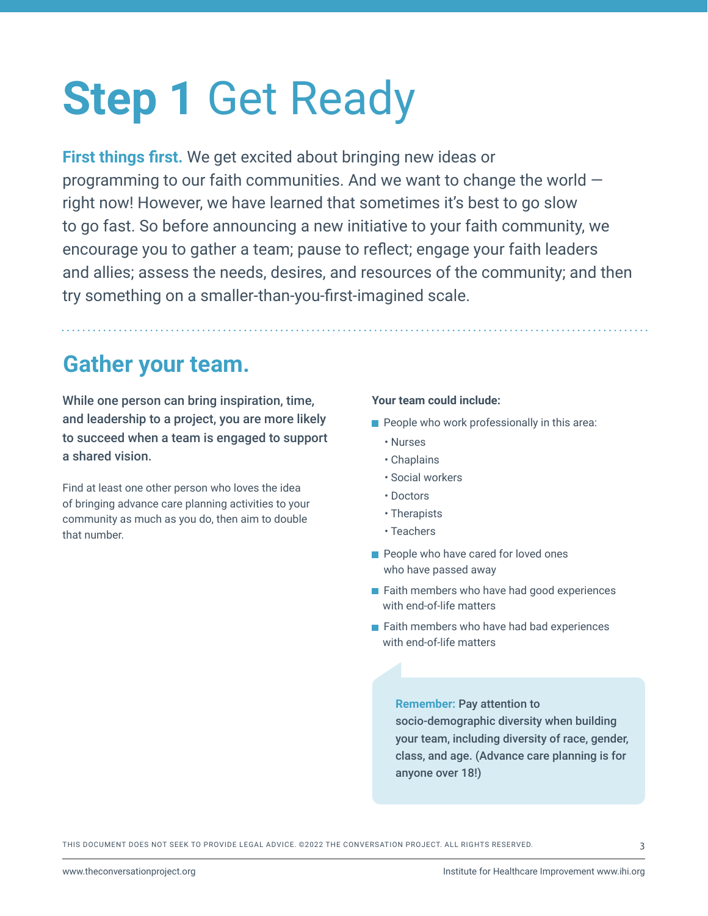# **Step 1** Get Ready

**First things first.** We get excited about bringing new ideas or programming to our faith communities. And we want to change the world — right now! However, we have learned that sometimes it's best to go slow to go fast. So before announcing a new initiative to your faith community, we encourage you to gather a team; pause to reflect; engage your faith leaders and allies; assess the needs, desires, and resources of the community; and then try something on a smaller-than-you-first-imagined scale.

## Gather your team.

**While one person can bring inspiration, time, and leadership to a project, you are more likely to succeed when a team is engaged to support a shared vision.**

Find at least one other person who loves the idea of bringing advance care planning activities to your community as much as you do, then aim to double that number.

**Your team could include:**

- People who work professionally in this area:
  - Nurses
  - Chaplains
  - Social workers
  - Doctors
  - Therapists
  - Teachers
- People who have cared for loved ones who have passed away
- Faith members who have had good experiences with end-of-life matters
- Faith members who have had bad experiences with end-of-life matters

**Remember: Pay attention to socio-demographic diversity when building your team, including diversity of race, gender, class, and age. (Advance care planning is for anyone over 18!)**

THIS DOCUMENT DOES NOT SEEK TO PROVIDE LEGAL ADVICE. ©2022 THE CONVERSATION PROJECT. ALL RIGHTS RESERVED.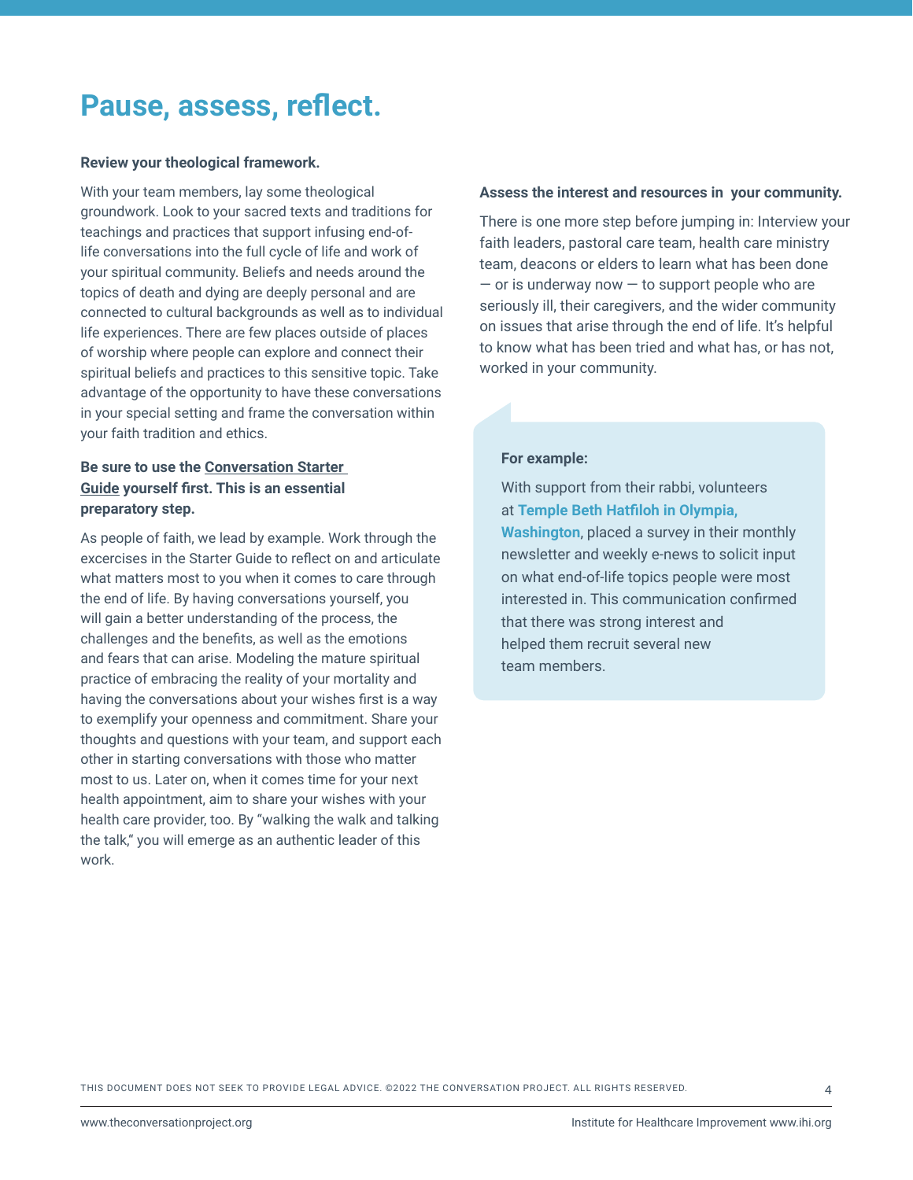# Pause, assess, reflect.

**Review your theological framework.**

With your team members, lay some theological groundwork. Look to your sacred texts and traditions for teachings and practices that support infusing end-of-life conversations into the full cycle of life and work of your spiritual community. Beliefs and needs around the topics of death and dying are deeply personal and are connected to cultural backgrounds as well as to individual life experiences. There are few places outside of places of worship where people can explore and connect their spiritual beliefs and practices to this sensitive topic. Take advantage of the opportunity to have these conversations in your special setting and frame the conversation within your faith tradition and ethics.

**Be sure to use the Conversation Starter Guide yourself first. This is an essential preparatory step.**

As people of faith, we lead by example. Work through the excercises in the Starter Guide to reflect on and articulate what matters most to you when it comes to care through the end of life. By having conversations yourself, you will gain a better understanding of the process, the challenges and the benefits, as well as the emotions and fears that can arise. Modeling the mature spiritual practice of embracing the reality of your mortality and having the conversations about your wishes first is a way to exemplify your openness and commitment. Share your thoughts and questions with your team, and support each other in starting conversations with those who matter most to us. Later on, when it comes time for your next health appointment, aim to share your wishes with your health care provider, too. By "walking the walk and talking the talk," you will emerge as an authentic leader of this work.

**Assess the interest and resources in your community.**

There is one more step before jumping in: Interview your faith leaders, pastoral care team, health care ministry team, deacons or elders to learn what has been done — or is underway now — to support people who are seriously ill, their caregivers, and the wider community on issues that arise through the end of life. It's helpful to know what has been tried and what has, or has not, worked in your community.

**For example:**

With support from their rabbi, volunteers at **Temple Beth Hatfiloh in Olympia, Washington**, placed a survey in their monthly newsletter and weekly e-news to solicit input on what end-of-life topics people were most interested in. This communication confirmed that there was strong interest and helped them recruit several new team members.

THIS DOCUMENT DOES NOT SEEK TO PROVIDE LEGAL ADVICE. ©2022 THE CONVERSATION PROJECT. ALL RIGHTS RESERVED.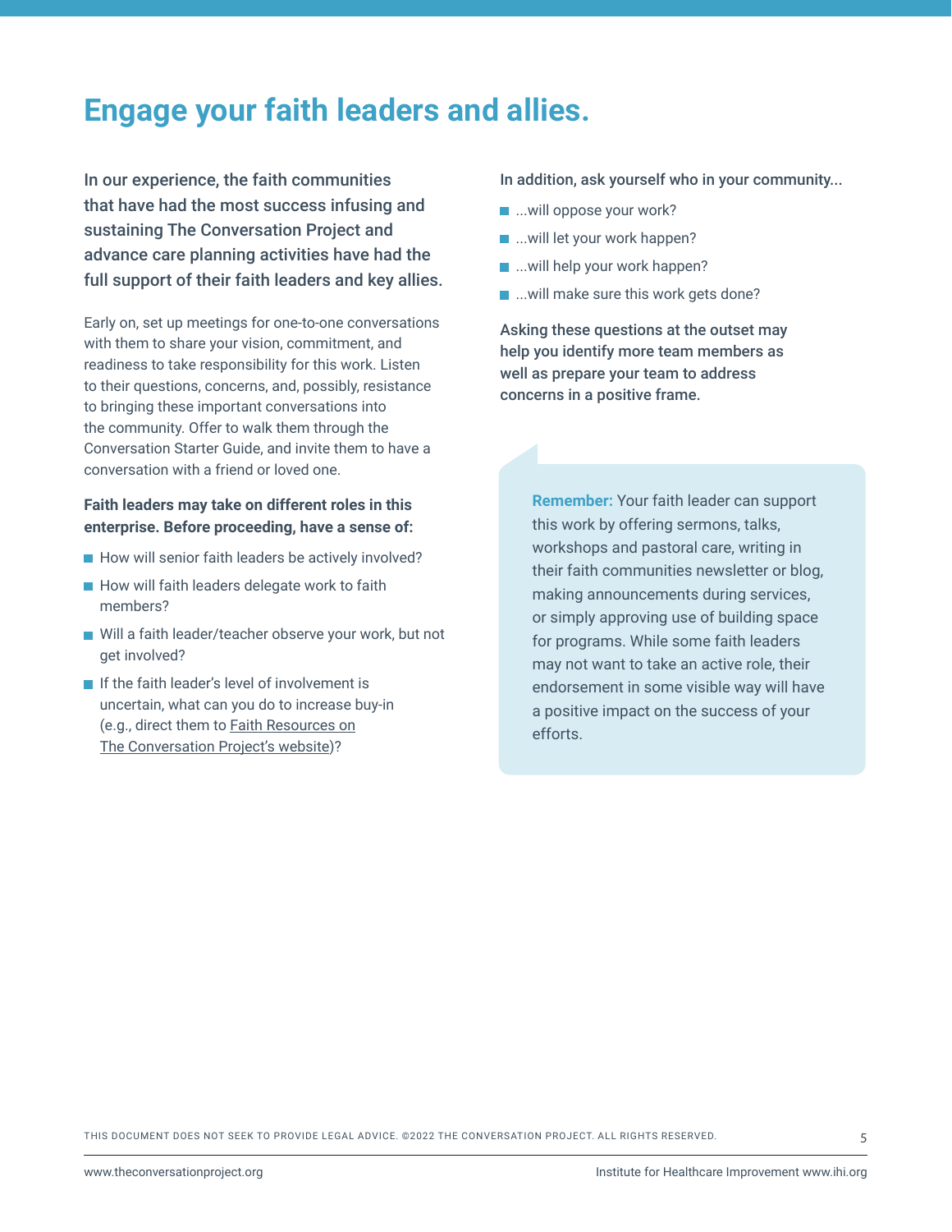# Engage your faith leaders and allies.

In our experience, the faith communities that have had the most success infusing and sustaining The Conversation Project and advance care planning activities have had the full support of their faith leaders and key allies.

Early on, set up meetings for one-to-one conversations with them to share your vision, commitment, and readiness to take responsibility for this work. Listen to their questions, concerns, and, possibly, resistance to bringing these important conversations into the community. Offer to walk them through the Conversation Starter Guide, and invite them to have a conversation with a friend or loved one.

**Faith leaders may take on different roles in this enterprise. Before proceeding, have a sense of:**

- How will senior faith leaders be actively involved?
- How will faith leaders delegate work to faith members?
- Will a faith leader/teacher observe your work, but not get involved?
- If the faith leader's level of involvement is uncertain, what can you do to increase buy-in (e.g., direct them to Faith Resources on The Conversation Project's website)?

In addition, ask yourself who in your community...

- ...will oppose your work?
- ...will let your work happen?
- ...will help your work happen?
- ...will make sure this work gets done?

Asking these questions at the outset may help you identify more team members as well as prepare your team to address concerns in a positive frame.

**Remember:** Your faith leader can support this work by offering sermons, talks, workshops and pastoral care, writing in their faith communities newsletter or blog, making announcements during services, or simply approving use of building space for programs. While some faith leaders may not want to take an active role, their endorsement in some visible way will have a positive impact on the success of your efforts.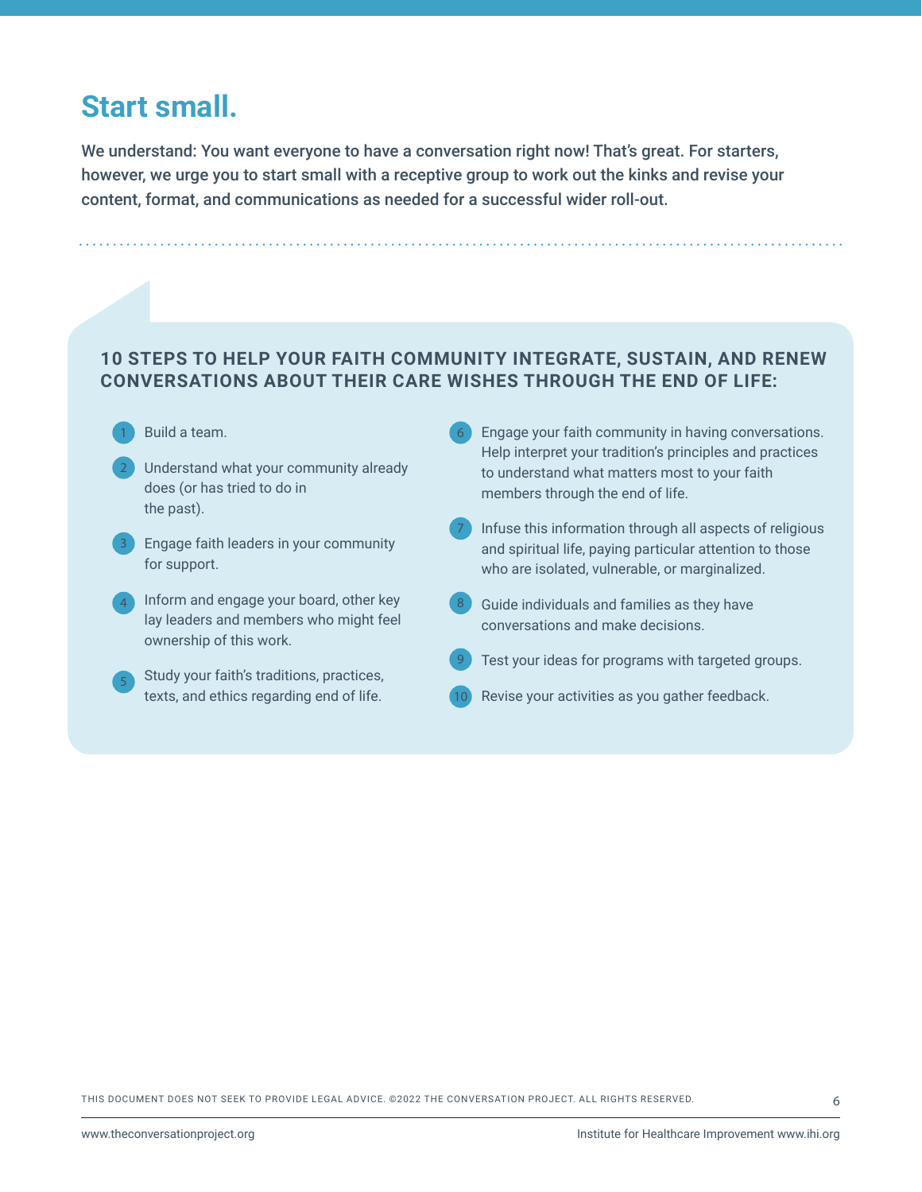# Start small.

**We understand: You want everyone to have a conversation right now! That's great. For starters, however, we urge you to start small with a receptive group to work out the kinks and revise your content, format, and communications as needed for a successful wider roll-out.**

### 10 STEPS TO HELP YOUR FAITH COMMUNITY INTEGRATE, SUSTAIN, AND RENEW CONVERSATIONS ABOUT THEIR CARE WISHES THROUGH THE END OF LIFE:

1. Build a team.
2. Understand what your community already does (or has tried to do in the past).
3. Engage faith leaders in your community for support.
4. Inform and engage your board, other key lay leaders and members who might feel ownership of this work.
5. Study your faith's traditions, practices, texts, and ethics regarding end of life.
6. Engage your faith community in having conversations. Help interpret your tradition's principles and practices to understand what matters most to your faith members through the end of life.
7. Infuse this information through all aspects of religious and spiritual life, paying particular attention to those who are isolated, vulnerable, or marginalized.
8. Guide individuals and families as they have conversations and make decisions.
9. Test your ideas for programs with targeted groups.
10. Revise your activities as you gather feedback.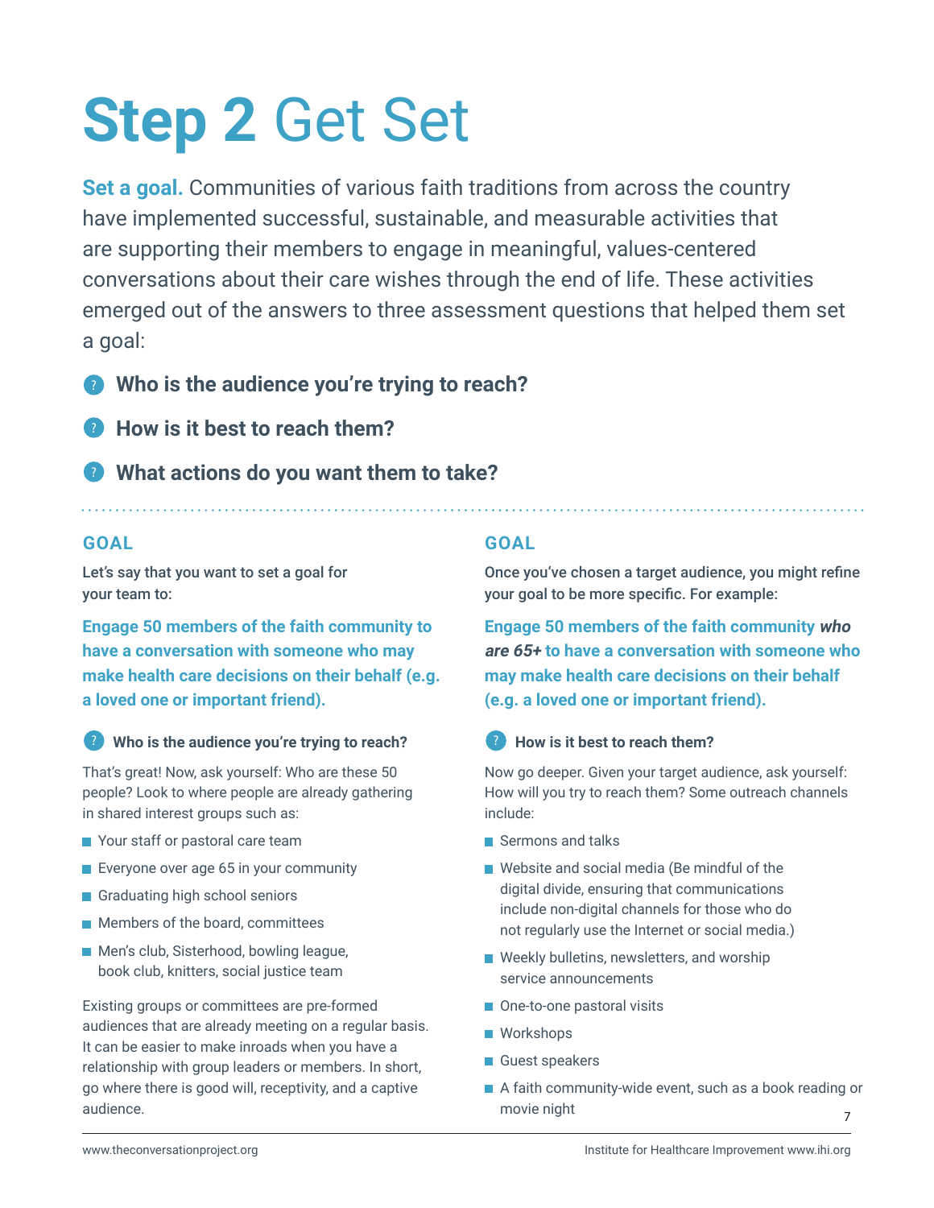# **Step 2** Get Set

**Set a goal.** Communities of various faith traditions from across the country have implemented successful, sustainable, and measurable activities that are supporting their members to engage in meaningful, values-centered conversations about their care wishes through the end of life. These activities emerged out of the answers to three assessment questions that helped them set a goal:

- **Who is the audience you're trying to reach?**
- **How is it best to reach them?**
- **What actions do you want them to take?**

## GOAL

Let's say that you want to set a goal for your team to:

**Engage 50 members of the faith community to have a conversation with someone who may make health care decisions on their behalf (e.g. a loved one or important friend).**

### Who is the audience you're trying to reach?

That's great! Now, ask yourself: Who are these 50 people? Look to where people are already gathering in shared interest groups such as:

- Your staff or pastoral care team
- Everyone over age 65 in your community
- Graduating high school seniors
- Members of the board, committees
- Men's club, Sisterhood, bowling league, book club, knitters, social justice team

Existing groups or committees are pre-formed audiences that are already meeting on a regular basis. It can be easier to make inroads when you have a relationship with group leaders or members. In short, go where there is good will, receptivity, and a captive audience.

## GOAL

Once you've chosen a target audience, you might refine your goal to be more specific. For example:

**Engage 50 members of the faith community *who are 65+* to have a conversation with someone who may make health care decisions on their behalf (e.g. a loved one or important friend).**

### How is it best to reach them?

Now go deeper. Given your target audience, ask yourself: How will you try to reach them? Some outreach channels include:

- Sermons and talks
- Website and social media (Be mindful of the digital divide, ensuring that communications include non-digital channels for those who do not regularly use the Internet or social media.)
- Weekly bulletins, newsletters, and worship service announcements
- One-to-one pastoral visits
- Workshops
- Guest speakers
- A faith community-wide event, such as a book reading or movie night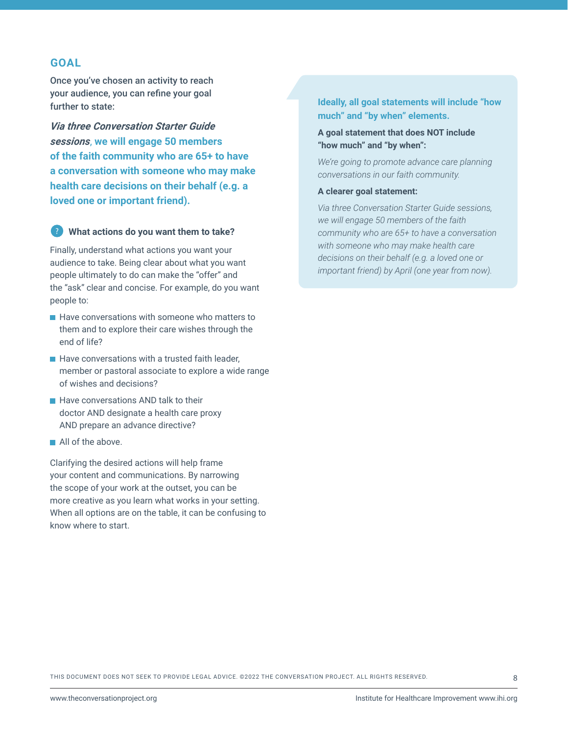## GOAL

Once you've chosen an activity to reach your audience, you can refine your goal further to state:

***Via three Conversation Starter Guide sessions*****, we will engage 50 members of the faith community who are 65+ to have a conversation with someone who may make health care decisions on their behalf (e.g. a loved one or important friend).**

### What actions do you want them to take?

Finally, understand what actions you want your audience to take. Being clear about what you want people ultimately to do can make the "offer" and the "ask" clear and concise. For example, do you want people to:

- Have conversations with someone who matters to them and to explore their care wishes through the end of life?
- Have conversations with a trusted faith leader, member or pastoral associate to explore a wide range of wishes and decisions?
- Have conversations AND talk to their doctor AND designate a health care proxy AND prepare an advance directive?
- All of the above.

Clarifying the desired actions will help frame your content and communications. By narrowing the scope of your work at the outset, you can be more creative as you learn what works in your setting. When all options are on the table, it can be confusing to know where to start.

**Ideally, all goal statements will include "how much" and "by when" elements.**

**A goal statement that does NOT include "how much" and "by when":**

*We're going to promote advance care planning conversations in our faith community.*

**A clearer goal statement:**

*Via three Conversation Starter Guide sessions, we will engage 50 members of the faith community who are 65+ to have a conversation with someone who may make health care decisions on their behalf (e.g. a loved one or important friend) by April (one year from now).*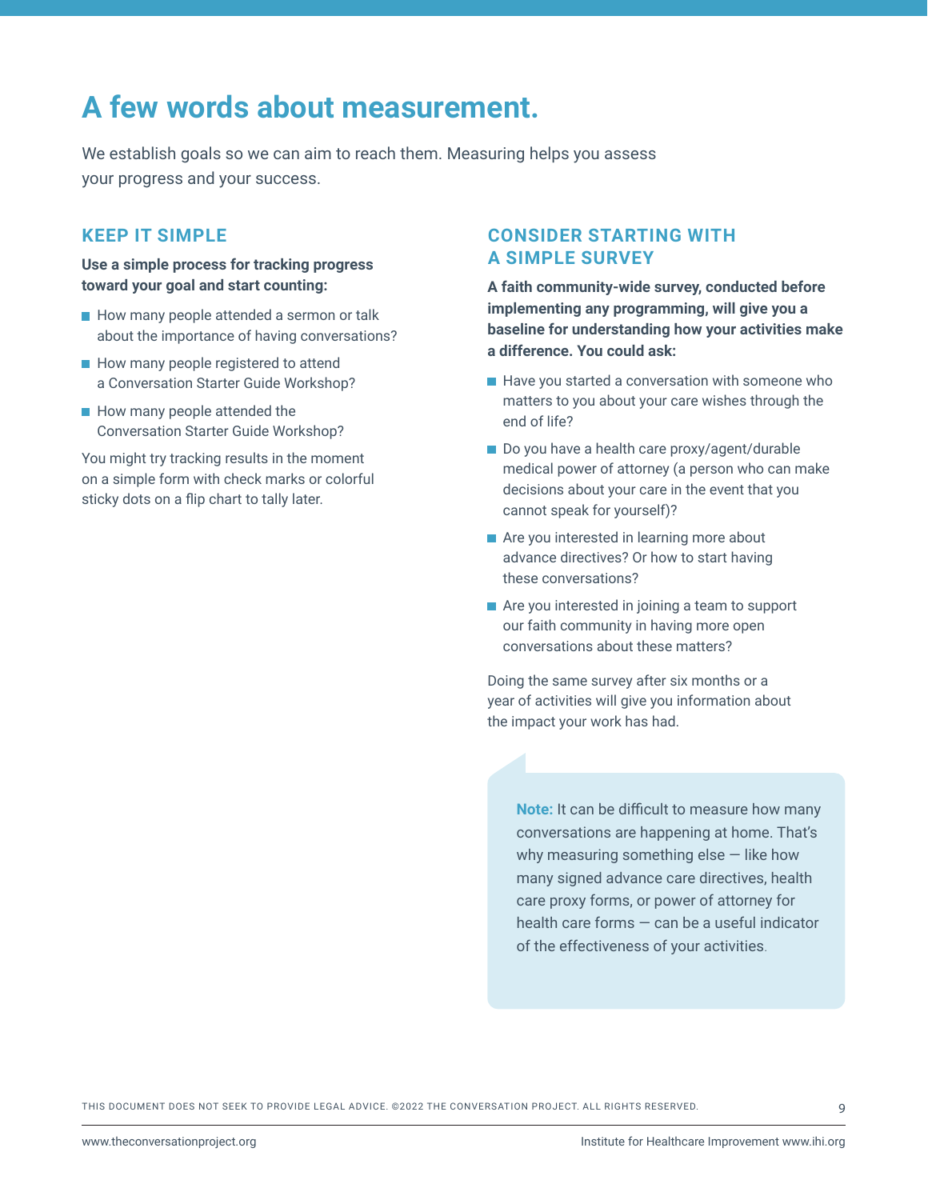# A few words about measurement.

We establish goals so we can aim to reach them. Measuring helps you assess your progress and your success.

## KEEP IT SIMPLE

**Use a simple process for tracking progress toward your goal and start counting:**

- How many people attended a sermon or talk about the importance of having conversations?
- How many people registered to attend a Conversation Starter Guide Workshop?
- How many people attended the Conversation Starter Guide Workshop?

You might try tracking results in the moment on a simple form with check marks or colorful sticky dots on a flip chart to tally later.

## CONSIDER STARTING WITH A SIMPLE SURVEY

**A faith community-wide survey, conducted before implementing any programming, will give you a baseline for understanding how your activities make a difference. You could ask:**

- Have you started a conversation with someone who matters to you about your care wishes through the end of life?
- Do you have a health care proxy/agent/durable medical power of attorney (a person who can make decisions about your care in the event that you cannot speak for yourself)?
- Are you interested in learning more about advance directives? Or how to start having these conversations?
- Are you interested in joining a team to support our faith community in having more open conversations about these matters?

Doing the same survey after six months or a year of activities will give you information about the impact your work has had.

**Note:** It can be difficult to measure how many conversations are happening at home. That's why measuring something else — like how many signed advance care directives, health care proxy forms, or power of attorney for health care forms — can be a useful indicator of the effectiveness of your activities.

THIS DOCUMENT DOES NOT SEEK TO PROVIDE LEGAL ADVICE. ©2022 THE CONVERSATION PROJECT. ALL RIGHTS RESERVED.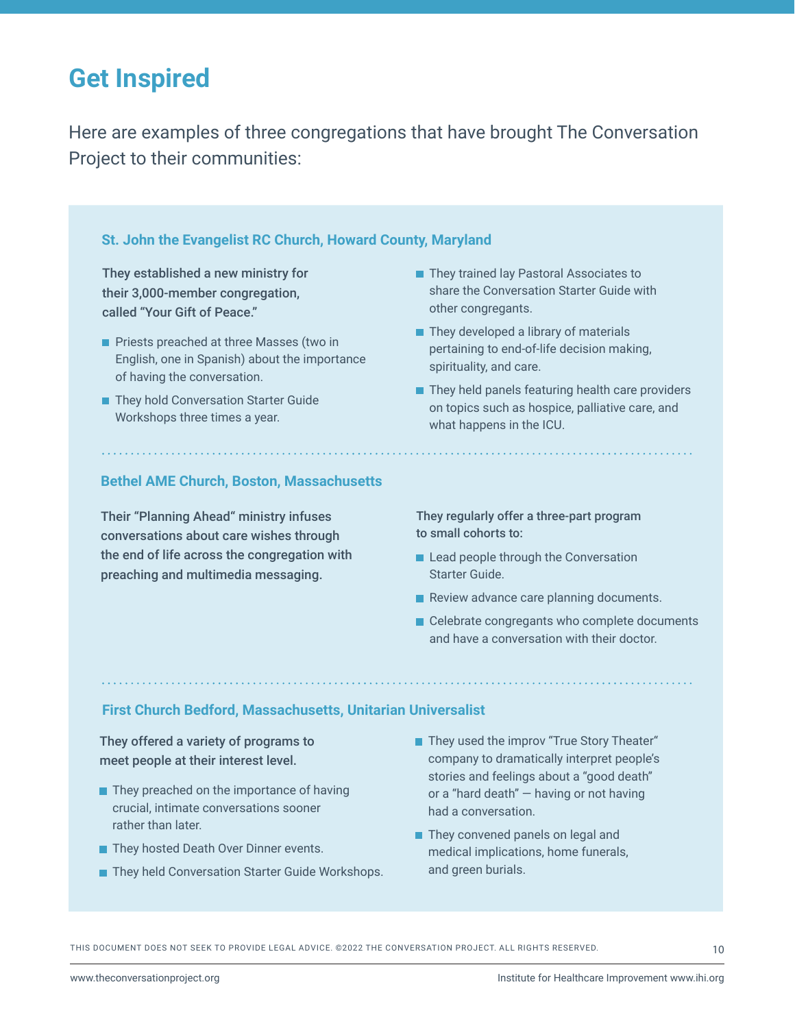## Get Inspired

Here are examples of three congregations that have brought The Conversation Project to their communities:

### St. John the Evangelist RC Church, Howard County, Maryland

**They established a new ministry for their 3,000-member congregation, called "Your Gift of Peace."**

- Priests preached at three Masses (two in English, one in Spanish) about the importance of having the conversation.
- They hold Conversation Starter Guide Workshops three times a year.
- They trained lay Pastoral Associates to share the Conversation Starter Guide with other congregants.
- They developed a library of materials pertaining to end-of-life decision making, spirituality, and care.
- They held panels featuring health care providers on topics such as hospice, palliative care, and what happens in the ICU.

### Bethel AME Church, Boston, Massachusetts

**Their "Planning Ahead" ministry infuses conversations about care wishes through the end of life across the congregation with preaching and multimedia messaging.**

**They regularly offer a three-part program to small cohorts to:**

- Lead people through the Conversation Starter Guide.
- Review advance care planning documents.
- Celebrate congregants who complete documents and have a conversation with their doctor.

### First Church Bedford, Massachusetts, Unitarian Universalist

**They offered a variety of programs to meet people at their interest level.**

- They preached on the importance of having crucial, intimate conversations sooner rather than later.
- They hosted Death Over Dinner events.
- They held Conversation Starter Guide Workshops.
- They used the improv "True Story Theater" company to dramatically interpret people's stories and feelings about a "good death" or a "hard death" — having or not having had a conversation.
- They convened panels on legal and medical implications, home funerals, and green burials.

THIS DOCUMENT DOES NOT SEEK TO PROVIDE LEGAL ADVICE. ©2022 THE CONVERSATION PROJECT. ALL RIGHTS RESERVED.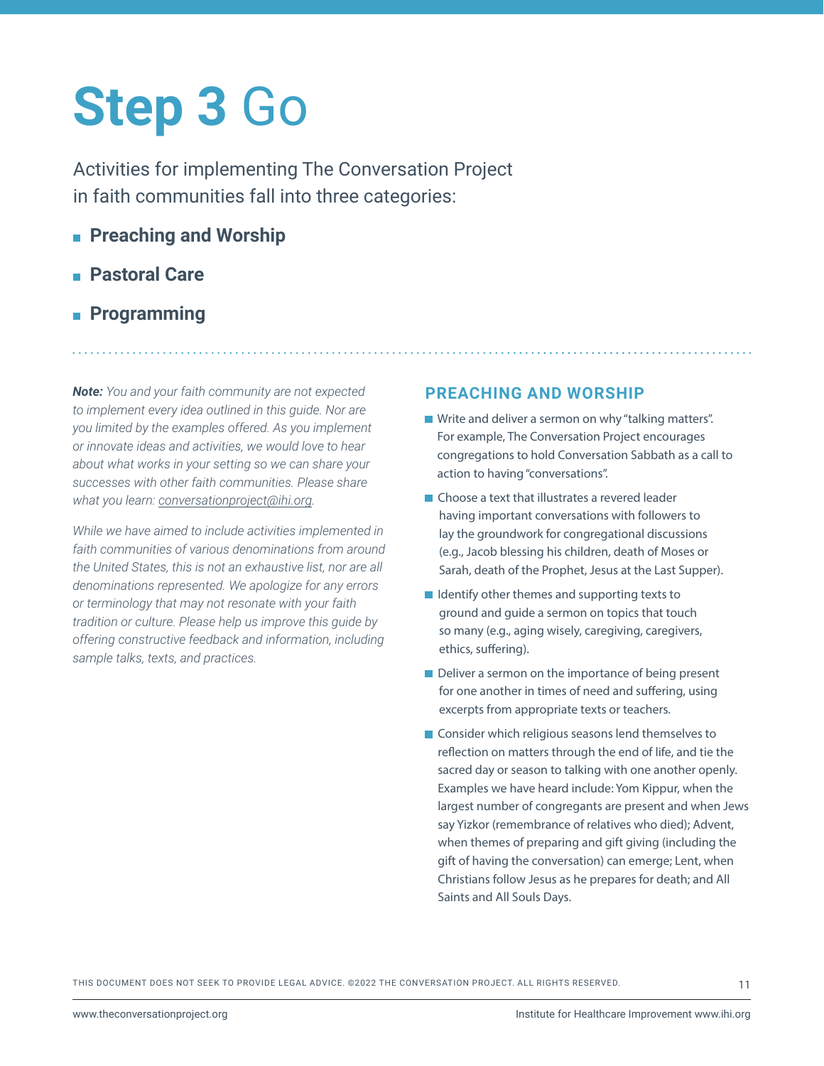# **Step 3** Go

Activities for implementing The Conversation Project in faith communities fall into three categories:

- **Preaching and Worship**
- **Pastoral Care**
- **Programming**

***Note:*** *You and your faith community are not expected to implement every idea outlined in this guide. Nor are you limited by the examples offered. As you implement or innovate ideas and activities, we would love to hear about what works in your setting so we can share your successes with other faith communities. Please share what you learn: conversationproject@ihi.org.*

*While we have aimed to include activities implemented in faith communities of various denominations from around the United States, this is not an exhaustive list, nor are all denominations represented. We apologize for any errors or terminology that may not resonate with your faith tradition or culture. Please help us improve this guide by offering constructive feedback and information, including sample talks, texts, and practices.*

## PREACHING AND WORSHIP

- Write and deliver a sermon on why "talking matters". For example, The Conversation Project encourages congregations to hold Conversation Sabbath as a call to action to having "conversations".
- Choose a text that illustrates a revered leader having important conversations with followers to lay the groundwork for congregational discussions (e.g., Jacob blessing his children, death of Moses or Sarah, death of the Prophet, Jesus at the Last Supper).
- Identify other themes and supporting texts to ground and guide a sermon on topics that touch so many (e.g., aging wisely, caregiving, caregivers, ethics, suffering).
- Deliver a sermon on the importance of being present for one another in times of need and suffering, using excerpts from appropriate texts or teachers.
- Consider which religious seasons lend themselves to reflection on matters through the end of life, and tie the sacred day or season to talking with one another openly. Examples we have heard include: Yom Kippur, when the largest number of congregants are present and when Jews say Yizkor (remembrance of relatives who died); Advent, when themes of preparing and gift giving (including the gift of having the conversation) can emerge; Lent, when Christians follow Jesus as he prepares for death; and All Saints and All Souls Days.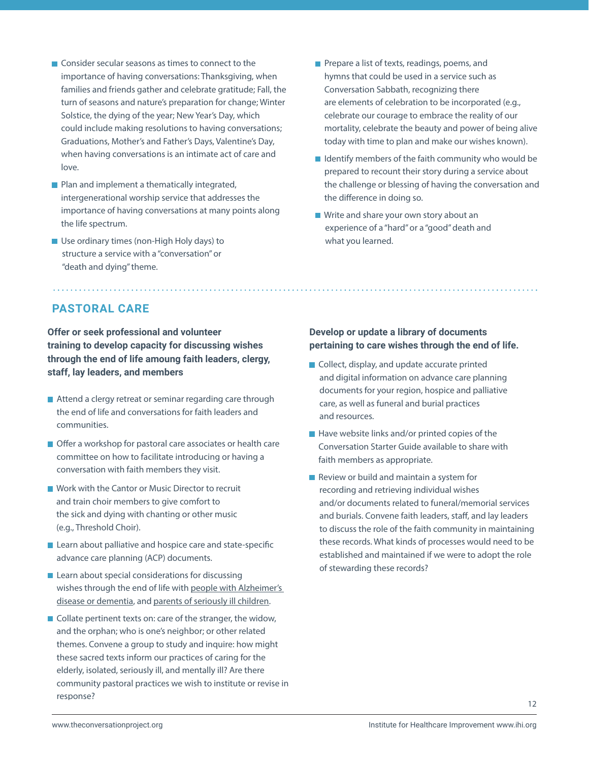- Consider secular seasons as times to connect to the importance of having conversations: Thanksgiving, when families and friends gather and celebrate gratitude; Fall, the turn of seasons and nature's preparation for change; Winter Solstice, the dying of the year; New Year's Day, which could include making resolutions to having conversations; Graduations, Mother's and Father's Days, Valentine's Day, when having conversations is an intimate act of care and love.
- Plan and implement a thematically integrated, intergenerational worship service that addresses the importance of having conversations at many points along the life spectrum.
- Use ordinary times (non-High Holy days) to structure a service with a "conversation" or "death and dying" theme.
- Prepare a list of texts, readings, poems, and hymns that could be used in a service such as Conversation Sabbath, recognizing there are elements of celebration to be incorporated (e.g., celebrate our courage to embrace the reality of our mortality, celebrate the beauty and power of being alive today with time to plan and make our wishes known).
- Identify members of the faith community who would be prepared to recount their story during a service about the challenge or blessing of having the conversation and the difference in doing so.
- Write and share your own story about an experience of a "hard" or a "good" death and what you learned.

## PASTORAL CARE

**Offer or seek professional and volunteer training to develop capacity for discussing wishes through the end of life amoung faith leaders, clergy, staff, lay leaders, and members**

- Attend a clergy retreat or seminar regarding care through the end of life and conversations for faith leaders and communities.
- Offer a workshop for pastoral care associates or health care committee on how to facilitate introducing or having a conversation with faith members they visit.
- Work with the Cantor or Music Director to recruit and train choir members to give comfort to the sick and dying with chanting or other music (e.g., Threshold Choir).
- Learn about palliative and hospice care and state-specific advance care planning (ACP) documents.
- Learn about special considerations for discussing wishes through the end of life with people with Alzheimer's disease or dementia, and parents of seriously ill children.
- Collate pertinent texts on: care of the stranger, the widow, and the orphan; who is one's neighbor; or other related themes. Convene a group to study and inquire: how might these sacred texts inform our practices of caring for the elderly, isolated, seriously ill, and mentally ill? Are there community pastoral practices we wish to institute or revise in response?

**Develop or update a library of documents pertaining to care wishes through the end of life.**

- Collect, display, and update accurate printed and digital information on advance care planning documents for your region, hospice and palliative care, as well as funeral and burial practices and resources.
- Have website links and/or printed copies of the Conversation Starter Guide available to share with faith members as appropriate.
- Review or build and maintain a system for recording and retrieving individual wishes and/or documents related to funeral/memorial services and burials. Convene faith leaders, staff, and lay leaders to discuss the role of the faith community in maintaining these records. What kinds of processes would need to be established and maintained if we were to adopt the role of stewarding these records?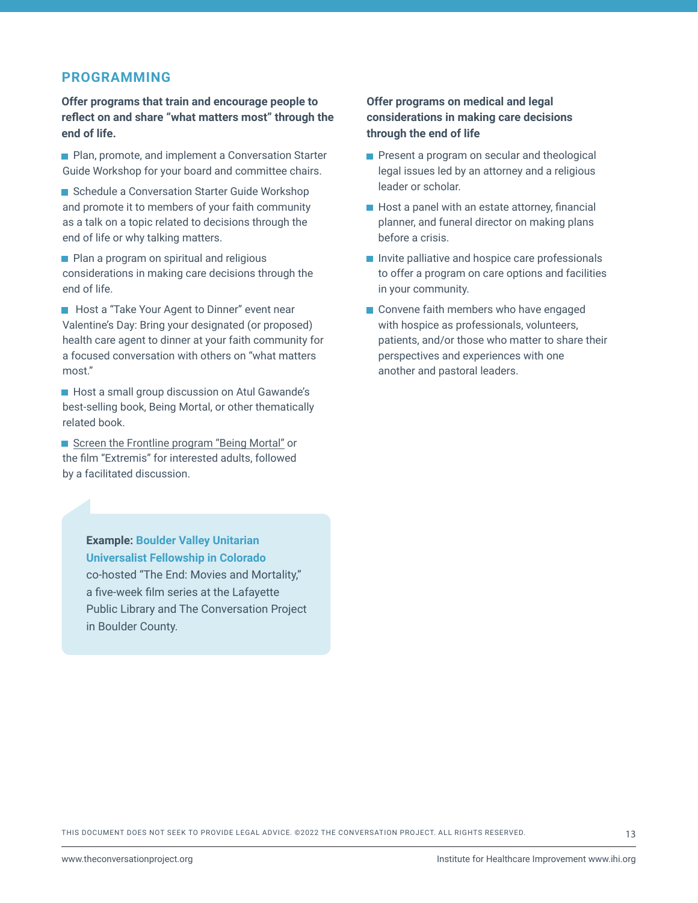## PROGRAMMING

**Offer programs that train and encourage people to reflect on and share "what matters most" through the end of life.**

- Plan, promote, and implement a Conversation Starter Guide Workshop for your board and committee chairs.
- Schedule a Conversation Starter Guide Workshop and promote it to members of your faith community as a talk on a topic related to decisions through the end of life or why talking matters.
- Plan a program on spiritual and religious considerations in making care decisions through the end of life.
- Host a "Take Your Agent to Dinner" event near Valentine's Day: Bring your designated (or proposed) health care agent to dinner at your faith community for a focused conversation with others on "what matters most."
- Host a small group discussion on Atul Gawande's best-selling book, Being Mortal, or other thematically related book.
- Screen the Frontline program "Being Mortal" or the film "Extremis" for interested adults, followed by a facilitated discussion.

**Example: Boulder Valley Unitarian Universalist Fellowship in Colorado** co-hosted "The End: Movies and Mortality," a five-week film series at the Lafayette Public Library and The Conversation Project in Boulder County.

**Offer programs on medical and legal considerations in making care decisions through the end of life**

- Present a program on secular and theological legal issues led by an attorney and a religious leader or scholar.
- Host a panel with an estate attorney, financial planner, and funeral director on making plans before a crisis.
- Invite palliative and hospice care professionals to offer a program on care options and facilities in your community.
- Convene faith members who have engaged with hospice as professionals, volunteers, patients, and/or those who matter to share their perspectives and experiences with one another and pastoral leaders.

THIS DOCUMENT DOES NOT SEEK TO PROVIDE LEGAL ADVICE. ©2022 THE CONVERSATION PROJECT. ALL RIGHTS RESERVED.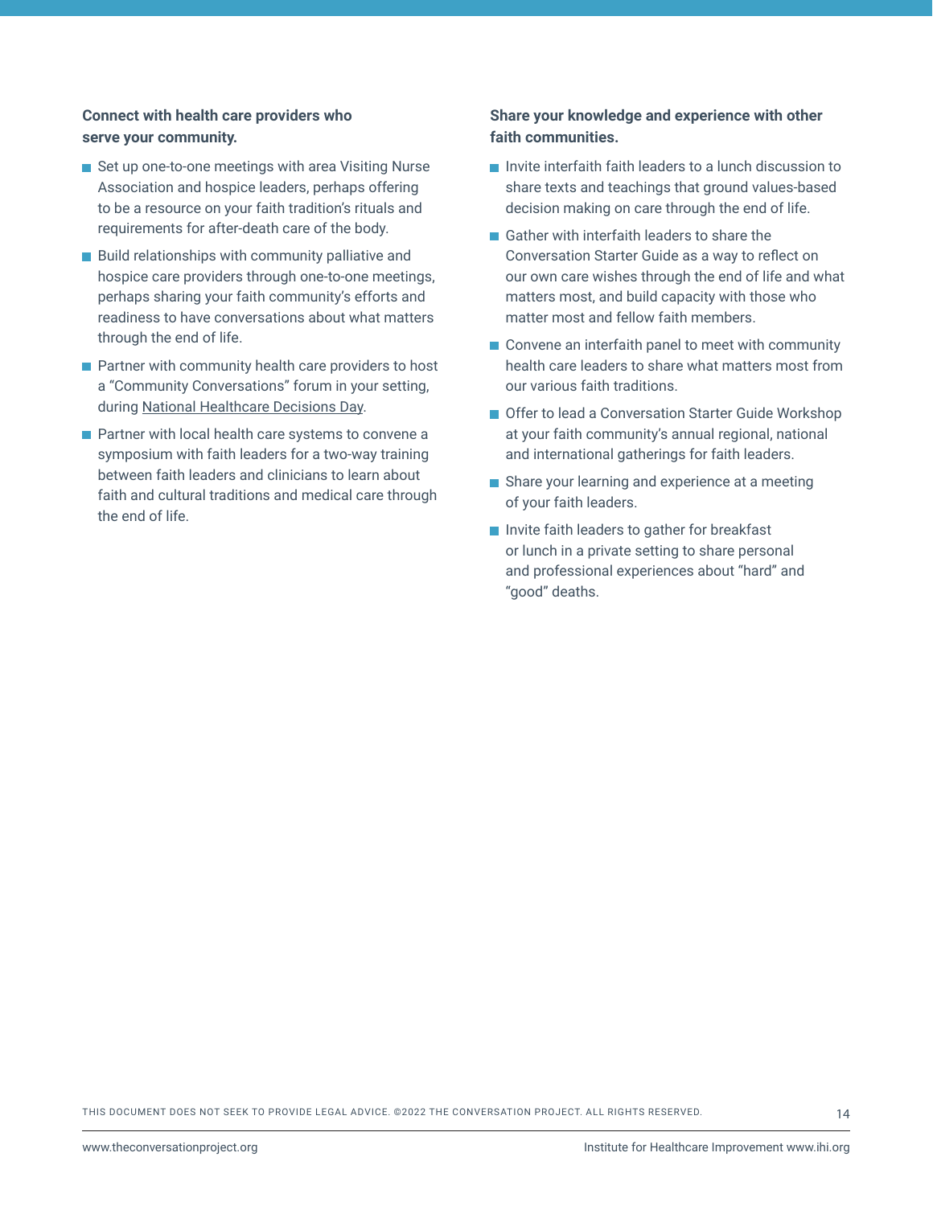**Connect with health care providers who serve your community.**

- Set up one-to-one meetings with area Visiting Nurse Association and hospice leaders, perhaps offering to be a resource on your faith tradition's rituals and requirements for after-death care of the body.
- Build relationships with community palliative and hospice care providers through one-to-one meetings, perhaps sharing your faith community's efforts and readiness to have conversations about what matters through the end of life.
- Partner with community health care providers to host a "Community Conversations" forum in your setting, during National Healthcare Decisions Day.
- Partner with local health care systems to convene a symposium with faith leaders for a two-way training between faith leaders and clinicians to learn about faith and cultural traditions and medical care through the end of life.

**Share your knowledge and experience with other faith communities.**

- Invite interfaith faith leaders to a lunch discussion to share texts and teachings that ground values-based decision making on care through the end of life.
- Gather with interfaith leaders to share the Conversation Starter Guide as a way to reflect on our own care wishes through the end of life and what matters most, and build capacity with those who matter most and fellow faith members.
- Convene an interfaith panel to meet with community health care leaders to share what matters most from our various faith traditions.
- Offer to lead a Conversation Starter Guide Workshop at your faith community's annual regional, national and international gatherings for faith leaders.
- Share your learning and experience at a meeting of your faith leaders.
- Invite faith leaders to gather for breakfast or lunch in a private setting to share personal and professional experiences about "hard" and "good" deaths.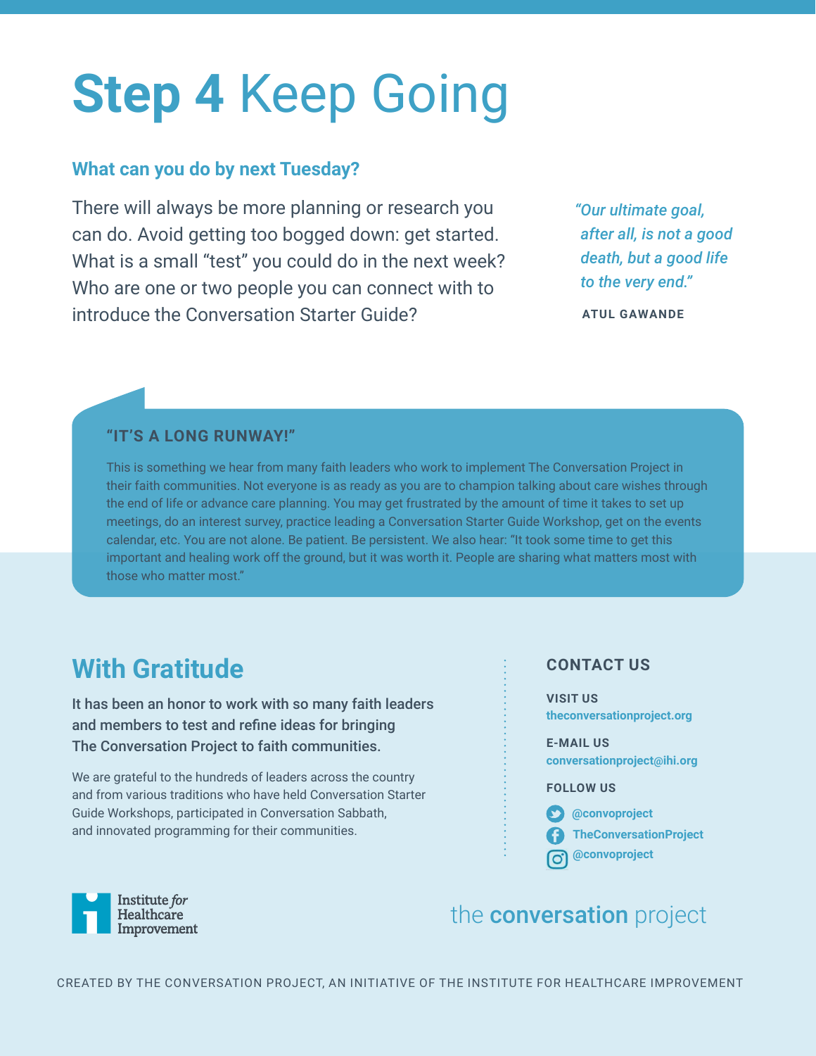# **Step 4** Keep Going

### What can you do by next Tuesday?

There will always be more planning or research you can do. Avoid getting too bogged down: get started. What is a small "test" you could do in the next week? Who are one or two people you can connect with to introduce the Conversation Starter Guide?

*"Our ultimate goal, after all, is not a good death, but a good life to the very end."*

**ATUL GAWANDE**

### "IT'S A LONG RUNWAY!"

This is something we hear from many faith leaders who work to implement The Conversation Project in their faith communities. Not everyone is as ready as you are to champion talking about care wishes through the end of life or advance care planning. You may get frustrated by the amount of time it takes to set up meetings, do an interest survey, practice leading a Conversation Starter Guide Workshop, get on the events calendar, etc. You are not alone. Be patient. Be persistent. We also hear: "It took some time to get this important and healing work off the ground, but it was worth it. People are sharing what matters most with those who matter most."

## With Gratitude

**It has been an honor to work with so many faith leaders and members to test and refine ideas for bringing The Conversation Project to faith communities.**

We are grateful to the hundreds of leaders across the country and from various traditions who have held Conversation Starter Guide Workshops, participated in Conversation Sabbath, and innovated programming for their communities.

### CONTACT US

**VISIT US**
theconversationproject.org

**E-MAIL US**
conversationproject@ihi.org

**FOLLOW US**
@convoproject
TheConversationProject
@convoproject

Institute *for* Healthcare Improvement

the **conversation** project

CREATED BY THE CONVERSATION PROJECT, AN INITIATIVE OF THE INSTITUTE FOR HEALTHCARE IMPROVEMENT